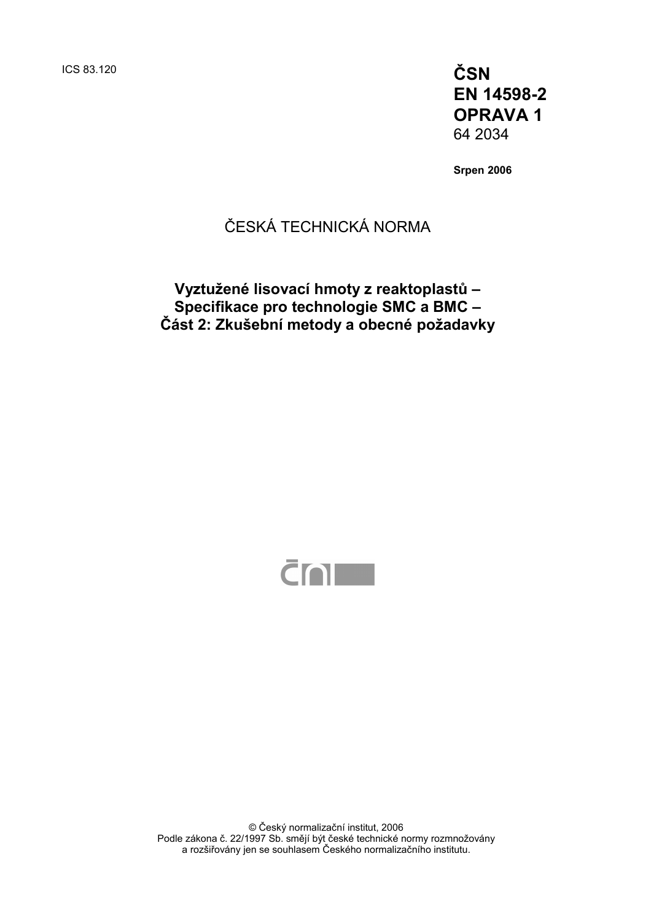ICS 83.120

**ČSN**
**EN 14598-2**
**OPRAVA 1**
64 2034

**Srpen 2006**

ČESKÁ TECHNICKÁ NORMA

# Vyztužené lisovací hmoty z reaktoplastů – Specifikace pro technologie SMC a BMC – Část 2: Zkušební metody a obecné požadavky

© Český normalizační institut, 2006
Podle zákona č. 22/1997 Sb. smějí být české technické normy rozmnožovány a rozšiřovány jen se souhlasem Českého normalizačního institutu.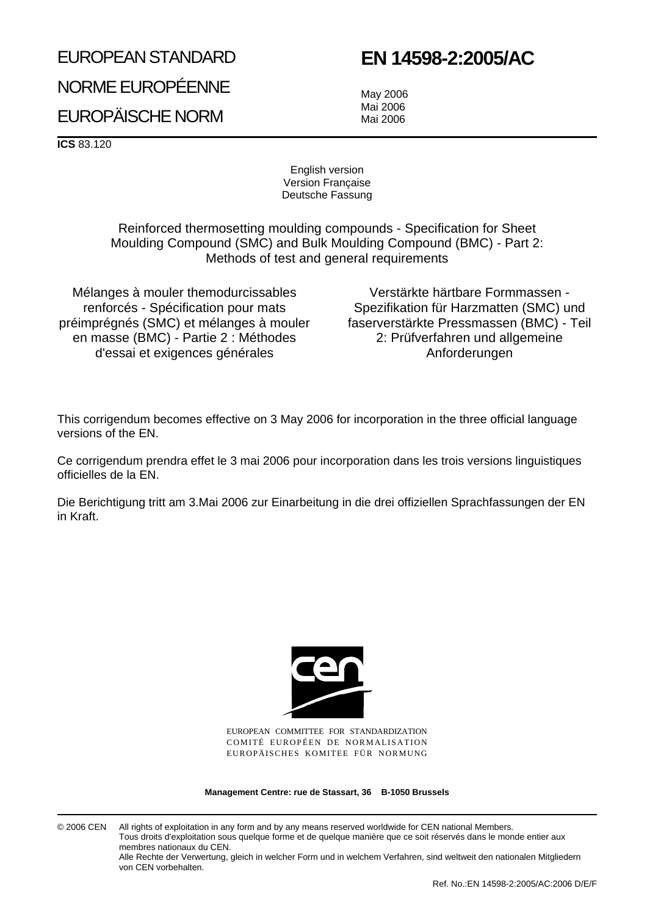EUROPEAN STANDARD

NORME EUROPÉENNE

EUROPÄISCHE NORM

# EN 14598-2:2005/AC

May 2006
Mai 2006
Mai 2006

**ICS** 83.120

English version
Version Française
Deutsche Fassung

Reinforced thermosetting moulding compounds - Specification for Sheet Moulding Compound (SMC) and Bulk Moulding Compound (BMC) - Part 2: Methods of test and general requirements

Mélanges à mouler themodurcissables renforcés - Spécification pour mats préimprégnés (SMC) et mélanges à mouler en masse (BMC) - Partie 2 : Méthodes d'essai et exigences générales

Verstärkte härtbare Formmassen - Spezifikation für Harzmatten (SMC) und faserverstärkte Pressmassen (BMC) - Teil 2: Prüfverfahren und allgemeine Anforderungen

This corrigendum becomes effective on 3 May 2006 for incorporation in the three official language versions of the EN.

Ce corrigendum prendra effet le 3 mai 2006 pour incorporation dans les trois versions linguistiques officielles de la EN.

Die Berichtigung tritt am 3.Mai 2006 zur Einarbeitung in die drei offiziellen Sprachfassungen der EN in Kraft.

EUROPEAN COMMITTEE FOR STANDARDIZATION
COMITÉ EUROPÉEN DE NORMALISATION
EUROPÄISCHES KOMITEE FÜR NORMUNG

**Management Centre: rue de Stassart, 36 B-1050 Brussels**

© 2006 CEN All rights of exploitation in any form and by any means reserved worldwide for CEN national Members.
Tous droits d'exploitation sous quelque forme et de quelque manière que ce soit réservés dans le monde entier aux membres nationaux du CEN.
Alle Rechte der Verwertung, gleich in welcher Form und in welchem Verfahren, sind weltweit den nationalen Mitgliedern von CEN vorbehalten.

Ref. No.:EN 14598-2:2005/AC:2006 D/E/F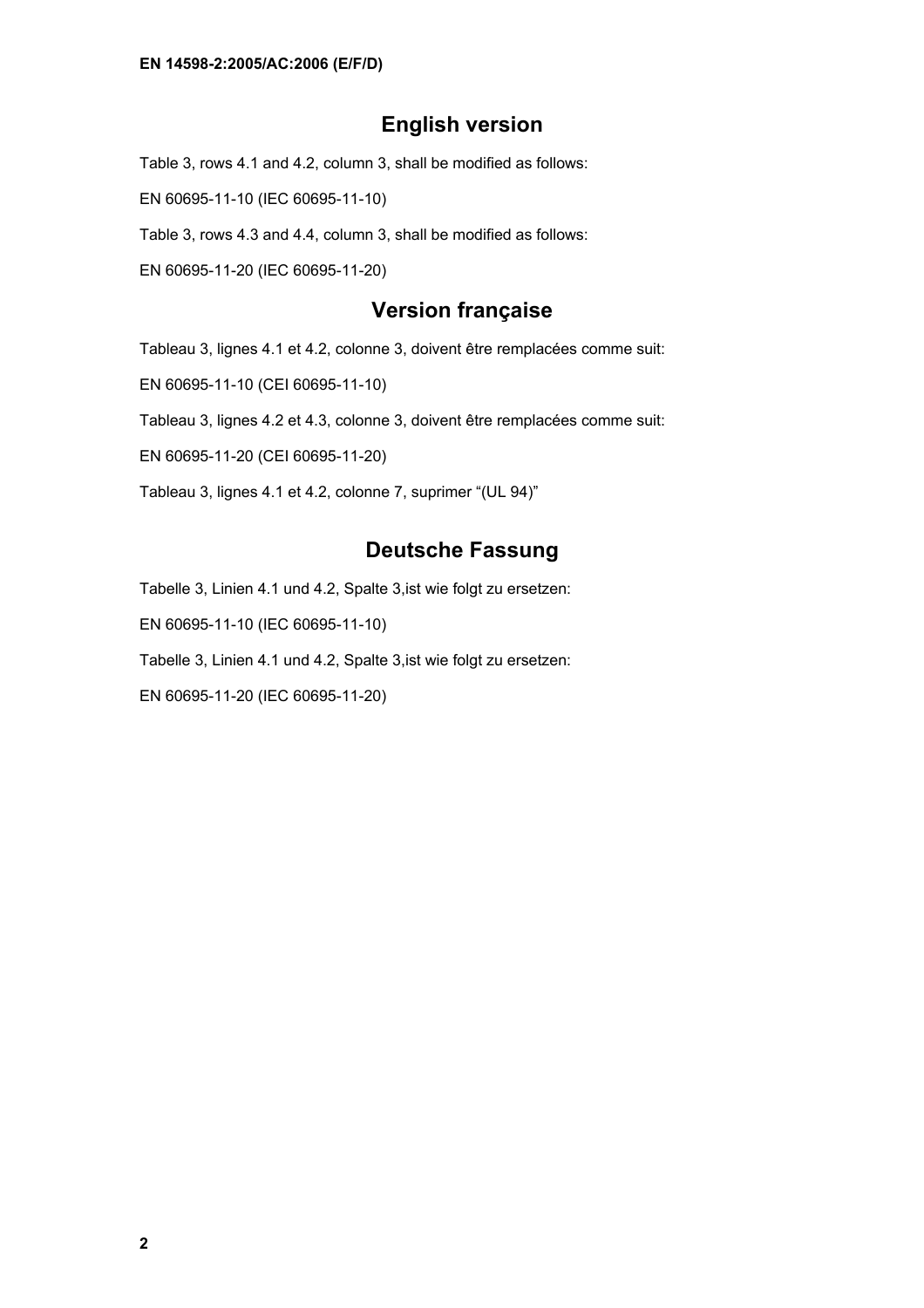## English version

Table 3, rows 4.1 and 4.2, column 3, shall be modified as follows:

EN 60695-11-10 (IEC 60695-11-10)

Table 3, rows 4.3 and 4.4, column 3, shall be modified as follows:

EN 60695-11-20 (IEC 60695-11-20)

## Version française

Tableau 3, lignes 4.1 et 4.2, colonne 3, doivent être remplacées comme suit:

EN 60695-11-10 (CEI 60695-11-10)

Tableau 3, lignes 4.2 et 4.3, colonne 3, doivent être remplacées comme suit:

EN 60695-11-20 (CEI 60695-11-20)

Tableau 3, lignes 4.1 et 4.2, colonne 7, suprimer "(UL 94)"

## Deutsche Fassung

Tabelle 3, Linien 4.1 und 4.2, Spalte 3,ist wie folgt zu ersetzen:

EN 60695-11-10 (IEC 60695-11-10)

Tabelle 3, Linien 4.1 und 4.2, Spalte 3,ist wie folgt zu ersetzen:

EN 60695-11-20 (IEC 60695-11-20)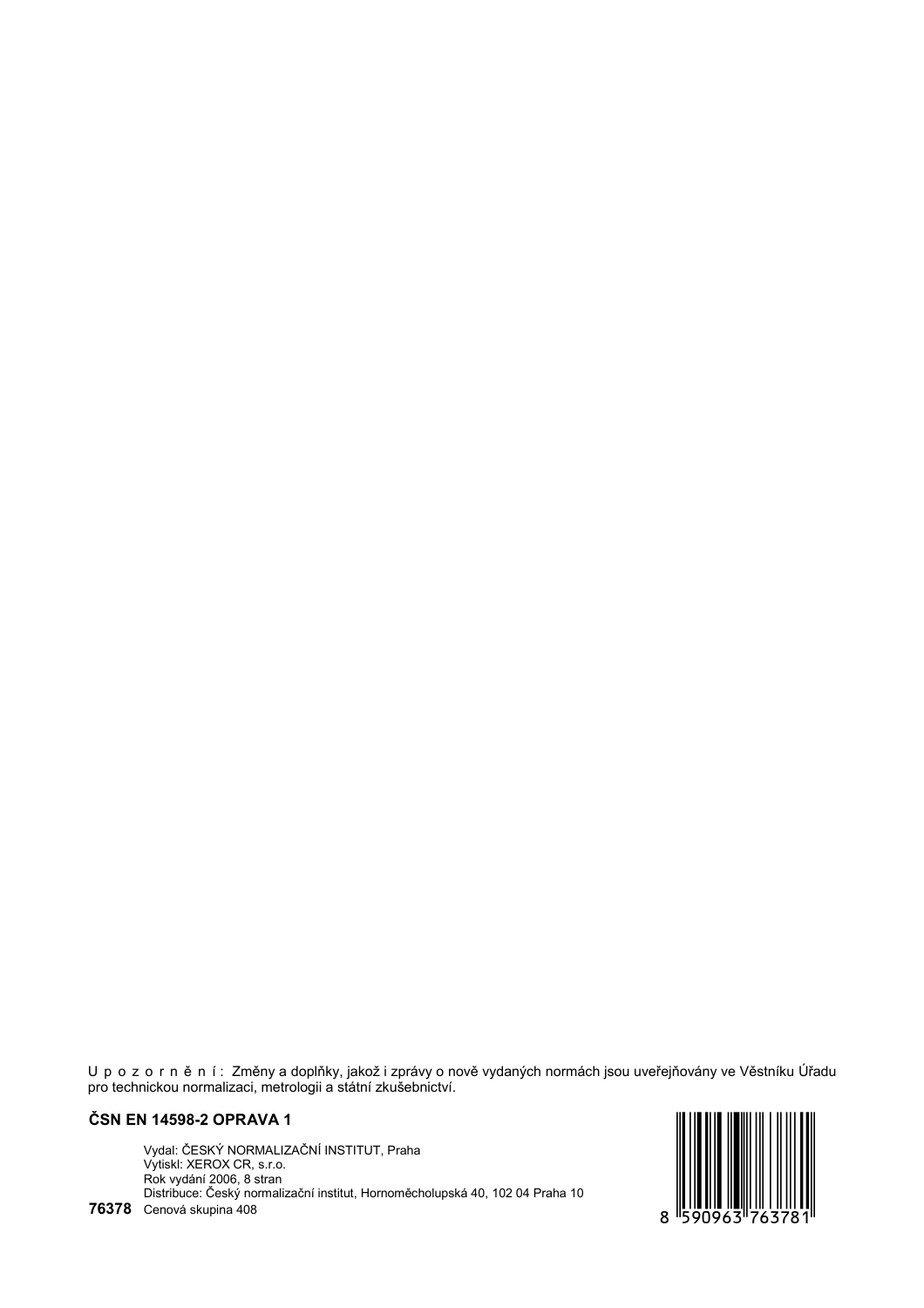U p o z o r n ě n í : Změny a doplňky, jakož i zprávy o nově vydaných normách jsou uveřejňovány ve Věstníku Úřadu pro technickou normalizaci, metrologii a státní zkušebnictví.

**ČSN EN 14598-2 OPRAVA 1**

Vydal: ČESKÝ NORMALIZAČNÍ INSTITUT, Praha
Vytiskl: XEROX CR, s.r.o.
Rok vydání 2006, 8 stran
Distribuce: Český normalizační institut, Hornoměcholupská 40, 102 04 Praha 10

**76378** Cenová skupina 408

8 590963 763781